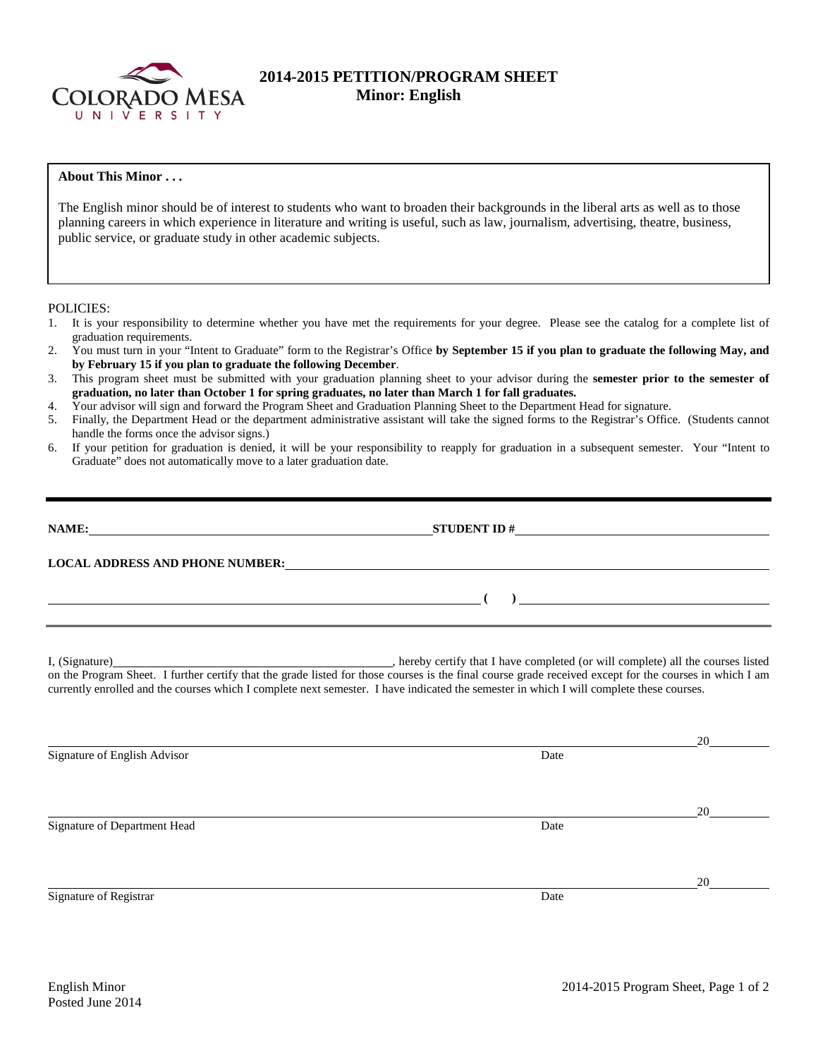# 2014-2015 PETITION/PROGRAM SHEET
## Minor: English

**About This Minor . . .**

The English minor should be of interest to students who want to broaden their backgrounds in the liberal arts as well as to those planning careers in which experience in literature and writing is useful, such as law, journalism, advertising, theatre, business, public service, or graduate study in other academic subjects.

POLICIES:

1. It is your responsibility to determine whether you have met the requirements for your degree. Please see the catalog for a complete list of graduation requirements.
2. You must turn in your "Intent to Graduate" form to the Registrar's Office **by September 15 if you plan to graduate the following May, and by February 15 if you plan to graduate the following December**.
3. This program sheet must be submitted with your graduation planning sheet to your advisor during the **semester prior to the semester of graduation, no later than October 1 for spring graduates, no later than March 1 for fall graduates.**
4. Your advisor will sign and forward the Program Sheet and Graduation Planning Sheet to the Department Head for signature.
5. Finally, the Department Head or the department administrative assistant will take the signed forms to the Registrar's Office. (Students cannot handle the forms once the advisor signs.)
6. If your petition for graduation is denied, it will be your responsibility to reapply for graduation in a subsequent semester. Your "Intent to Graduate" does not automatically move to a later graduation date.

---

**NAME:** ______________________ **STUDENT ID #** ______________________

**LOCAL ADDRESS AND PHONE NUMBER:** ______________________

______________________ **( )** ______________________

---

I, (Signature)______________________, hereby certify that I have completed (or will complete) all the courses listed on the Program Sheet. I further certify that the grade listed for those courses is the final course grade received except for the courses in which I am currently enrolled and the courses which I complete next semester. I have indicated the semester in which I will complete these courses.

______________________ 20____
Signature of English Advisor Date

______________________ 20____
Signature of Department Head Date

______________________ 20____
Signature of Registrar Date

English Minor
Posted June 2014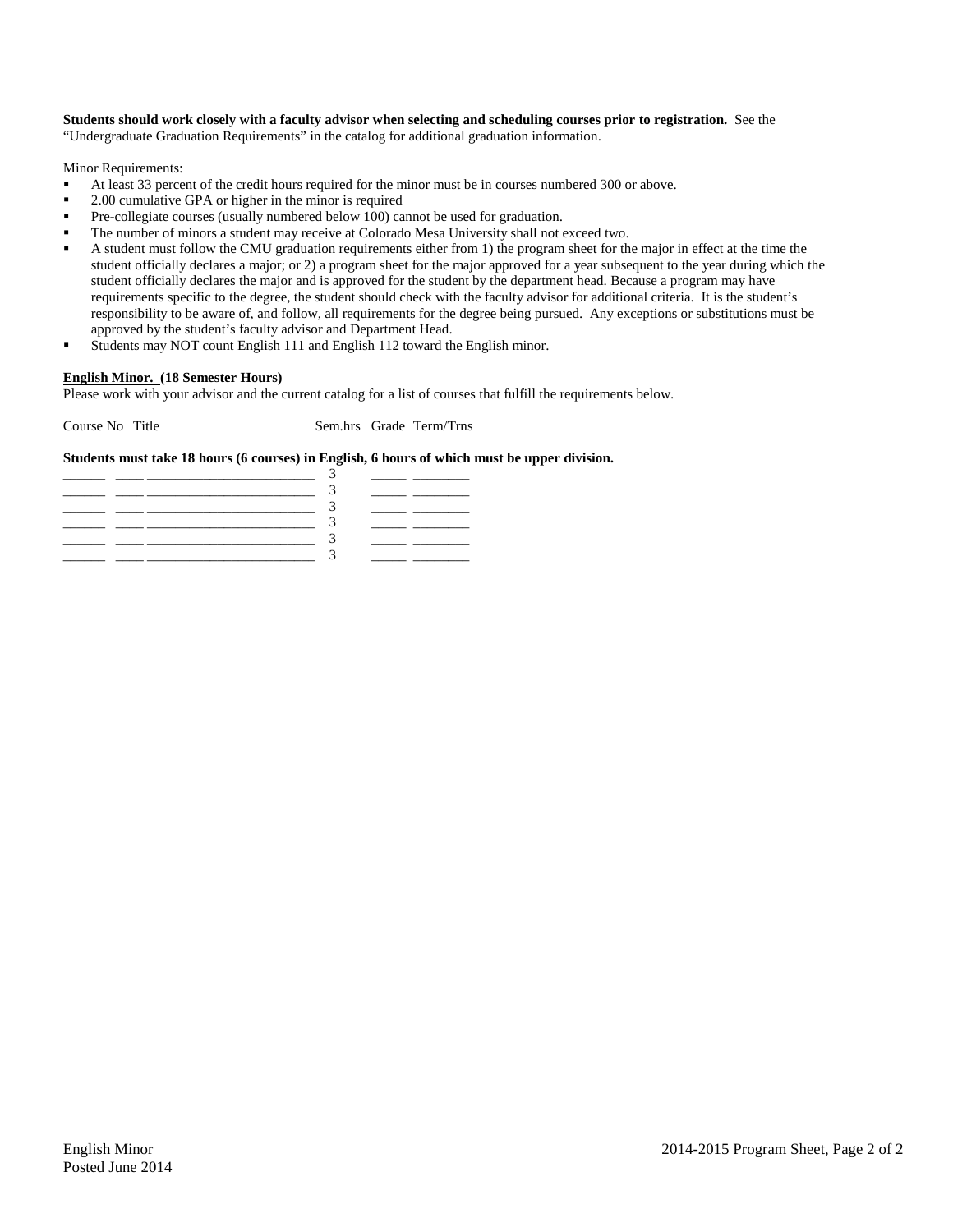**Students should work closely with a faculty advisor when selecting and scheduling courses prior to registration.** See the "Undergraduate Graduation Requirements" in the catalog for additional graduation information.

Minor Requirements:

- At least 33 percent of the credit hours required for the minor must be in courses numbered 300 or above.
- 2.00 cumulative GPA or higher in the minor is required
- Pre-collegiate courses (usually numbered below 100) cannot be used for graduation.
- The number of minors a student may receive at Colorado Mesa University shall not exceed two.
- A student must follow the CMU graduation requirements either from 1) the program sheet for the major in effect at the time the student officially declares a major; or 2) a program sheet for the major approved for a year subsequent to the year during which the student officially declares the major and is approved for the student by the department head. Because a program may have requirements specific to the degree, the student should check with the faculty advisor for additional criteria. It is the student's responsibility to be aware of, and follow, all requirements for the degree being pursued. Any exceptions or substitutions must be approved by the student's faculty advisor and Department Head.
- Students may NOT count English 111 and English 112 toward the English minor.

**English Minor. (18 Semester Hours)**

Please work with your advisor and the current catalog for a list of courses that fulfill the requirements below.

**Students must take 18 hours (6 courses) in English, 6 hours of which must be upper division.**

| Course No | | Title | Sem.hrs | Grade | Term/Trns |
|---|---|---|---|---|---|
| ______ | ____ | ________________________ | 3 | _____ | ________ |
| ______ | ____ | ________________________ | 3 | _____ | ________ |
| ______ | ____ | ________________________ | 3 | _____ | ________ |
| ______ | ____ | ________________________ | 3 | _____ | ________ |
| ______ | ____ | ________________________ | 3 | _____ | ________ |
| ______ | ____ | ________________________ | 3 | _____ | ________ |

English Minor
Posted June 2014